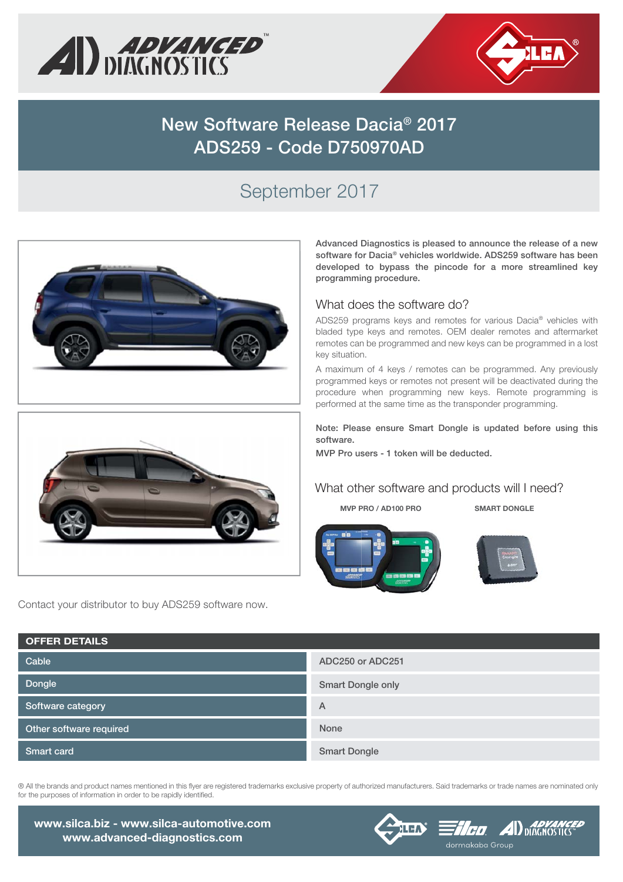# New Software Release Dacia® 2017
# ADS259 - Code D750970AD

## September 2017

**Advanced Diagnostics is pleased to announce the release of a new software for Dacia® vehicles worldwide. ADS259 software has been developed to bypass the pincode for a more streamlined key programming procedure.**

### What does the software do?

ADS259 programs keys and remotes for various Dacia® vehicles with bladed type keys and remotes. OEM dealer remotes and aftermarket remotes can be programmed and new keys can be programmed in a lost key situation.

A maximum of 4 keys / remotes can be programmed. Any previously programmed keys or remotes not present will be deactivated during the procedure when programming new keys. Remote programming is performed at the same time as the transponder programming.

**Note: Please ensure Smart Dongle is updated before using this software.**

**MVP Pro users - 1 token will be deducted.**

### What other software and products will I need?

**MVP PRO / AD100 PRO**

**SMART DONGLE**

Contact your distributor to buy ADS259 software now.

| OFFER DETAILS | |
|---|---|
| Cable | ADC250 or ADC251 |
| Dongle | Smart Dongle only |
| Software category | A |
| Other software required | None |
| Smart card | Smart Dongle |

® All the brands and product names mentioned in this flyer are registered trademarks exclusive property of authorized manufacturers. Said trademarks or trade names are nominated only for the purposes of information in order to be rapidly identified.

www.silca.biz - www.silca-automotive.com
www.advanced-diagnostics.com

dormakaba Group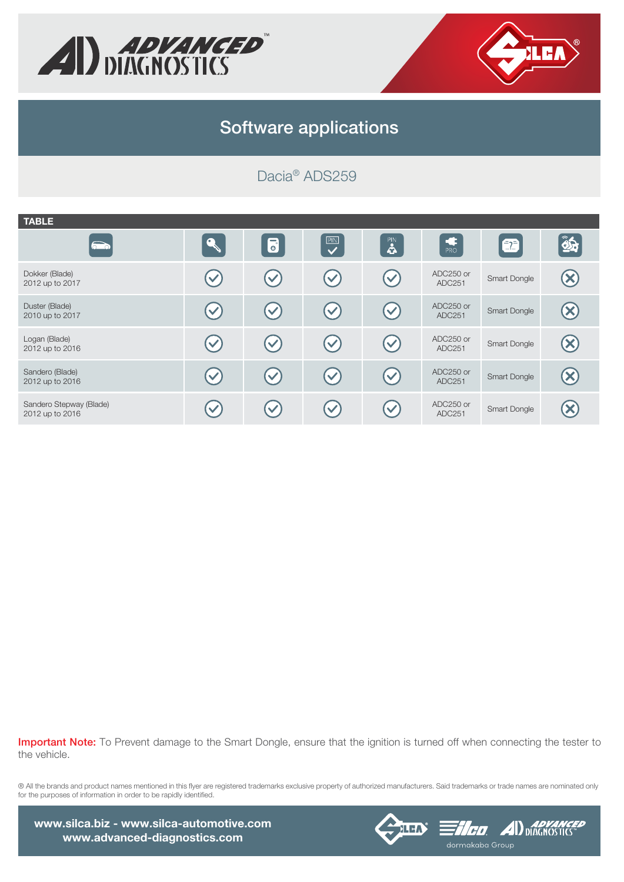## Software applications

Dacia® ADS259

**TABLE**

| | | | | | | | |
|---|---|---|---|---|---|---|---|
| Dokker (Blade) 2012 up to 2017 | ✓ | ✓ | ✓ | ✓ | ADC250 or ADC251 | Smart Dongle | ✗ |
| Duster (Blade) 2010 up to 2017 | ✓ | ✓ | ✓ | ✓ | ADC250 or ADC251 | Smart Dongle | ✗ |
| Logan (Blade) 2012 up to 2016 | ✓ | ✓ | ✓ | ✓ | ADC250 or ADC251 | Smart Dongle | ✗ |
| Sandero (Blade) 2012 up to 2016 | ✓ | ✓ | ✓ | ✓ | ADC250 or ADC251 | Smart Dongle | ✗ |
| Sandero Stepway (Blade) 2012 up to 2016 | ✓ | ✓ | ✓ | ✓ | ADC250 or ADC251 | Smart Dongle | ✗ |

**Important Note:** To Prevent damage to the Smart Dongle, ensure that the ignition is turned off when connecting the tester to the vehicle.

® All the brands and product names mentioned in this flyer are registered trademarks exclusive property of authorized manufacturers. Said trademarks or trade names are nominated only for the purposes of information in order to be rapidly identified.

**www.silca.biz - www.silca-automotive.com**
**www.advanced-diagnostics.com**

dormakaba Group